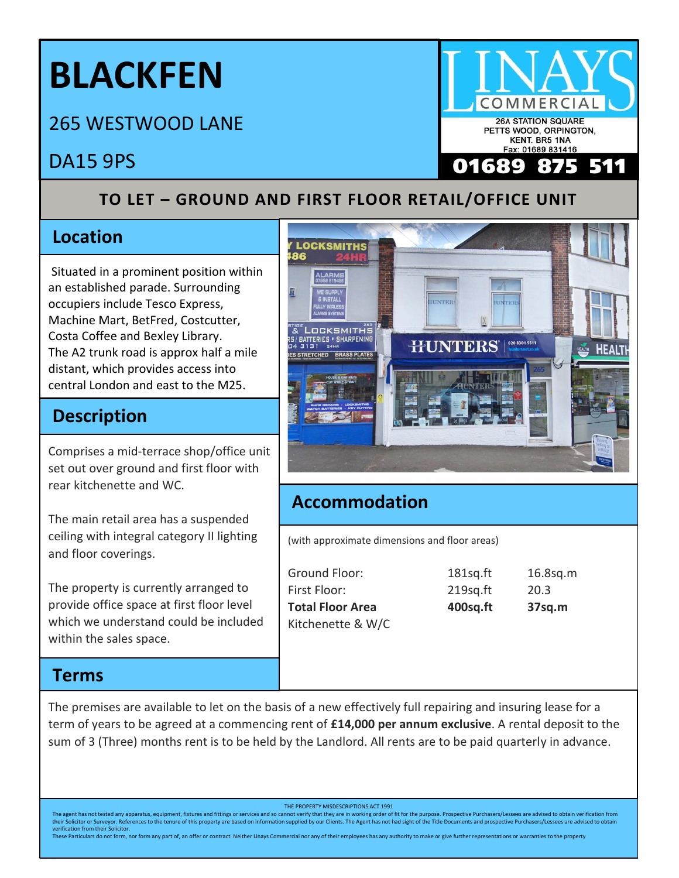# BLACKFEN

265 WESTWOOD LANE

DA15 9PS

LINAYS COMMERCIAL
26A STATION SQUARE
PETTS WOOD, ORPINGTON,
KENT. BR5 1NA
Fax: 01689 831416
**01689 875 511**

## TO LET – GROUND AND FIRST FLOOR RETAIL/OFFICE UNIT

## Location

Situated in a prominent position within an established parade. Surrounding occupiers include Tesco Express, Machine Mart, BetFred, Costcutter, Costa Coffee and Bexley Library.
The A2 trunk road is approx half a mile distant, which provides access into central London and east to the M25.

## Description

Comprises a mid-terrace shop/office unit set out over ground and first floor with rear kitchenette and WC.

The main retail area has a suspended ceiling with integral category II lighting and floor coverings.

The property is currently arranged to provide office space at first floor level which we understand could be included within the sales space.

## Accommodation

(with approximate dimensions and floor areas)

| | | |
|---|---|---|
| Ground Floor: | 181sq.ft | 16.8sq.m |
| First Floor: | 219sq.ft | 20.3 |
| **Total Floor Area** | **400sq.ft** | **37sq.m** |
| Kitchenette & W/C | | |

## Terms

The premises are available to let on the basis of a new effectively full repairing and insuring lease for a term of years to be agreed at a commencing rent of **£14,000 per annum exclusive**. A rental deposit to the sum of 3 (Three) months rent is to be held by the Landlord. All rents are to be paid quarterly in advance.

THE PROPERTY MISDESCRIPTIONS ACT 1991

The agent has not tested any apparatus, equipment, fixtures and fittings or services and so cannot verify that they are in working order of fit for the purpose. Prospective Purchasers/Lessees are advised to obtain verification from their Solicitor or Surveyor. References to the tenure of this property are based on information supplied by our Clients. The Agent has not had sight of the Title Documents and prospective Purchasers/Lessees are advised to obtain verification from their Solicitor.
These Particulars do not form, nor form any part of, an offer or contract. Neither Linays Commercial nor any of their employees has any authority to make or give further representations or warranties to the property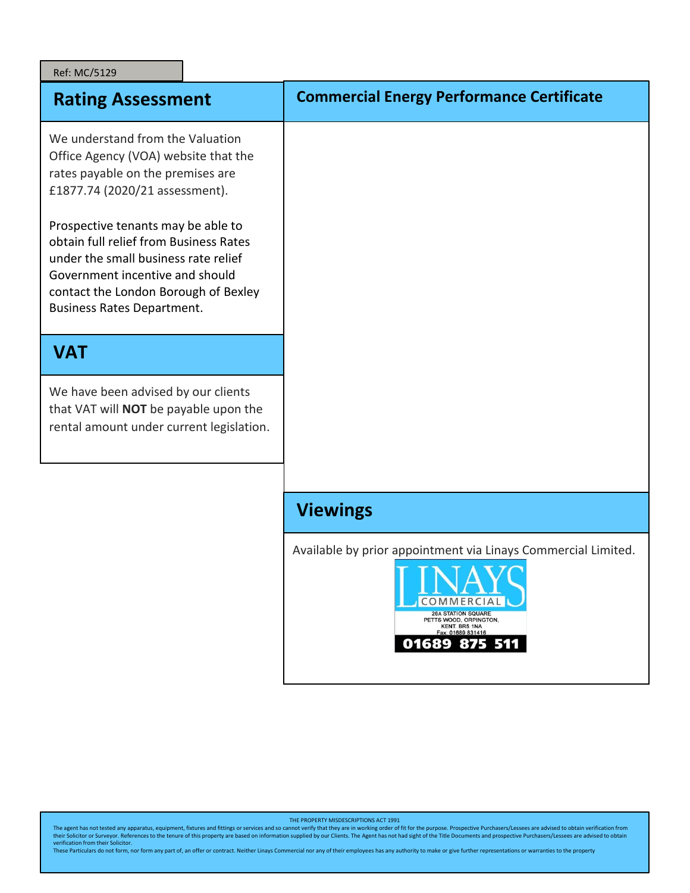Ref: MC/5129

## Rating Assessment

We understand from the Valuation Office Agency (VOA) website that the rates payable on the premises are £1877.74 (2020/21 assessment).

Prospective tenants may be able to obtain full relief from Business Rates under the small business rate relief Government incentive and should contact the London Borough of Bexley Business Rates Department.

## VAT

We have been advised by our clients that VAT will **NOT** be payable upon the rental amount under current legislation.

## Commercial Energy Performance Certificate

## Viewings

Available by prior appointment via Linays Commercial Limited.

LINAYS COMMERCIAL
26A STATION SQUARE
PETTS WOOD, ORPINGTON,
KENT. BR5 1NA
Fax: 01689 831416
01689 875 511

THE PROPERTY MISDESCRIPTIONS ACT 1991

The agent has not tested any apparatus, equipment, fixtures and fittings or services and so cannot verify that they are in working order of fit for the purpose. Prospective Purchasers/Lessees are advised to obtain verification from their Solicitor or Surveyor. References to the tenure of this property are based on information supplied by our Clients. The Agent has not had sight of the Title Documents and prospective Purchasers/Lessees are advised to obtain verification from their Solicitor.

These Particulars do not form, nor form any part of, an offer or contract. Neither Linays Commercial nor any of their employees has any authority to make or give further representations or warranties to the property